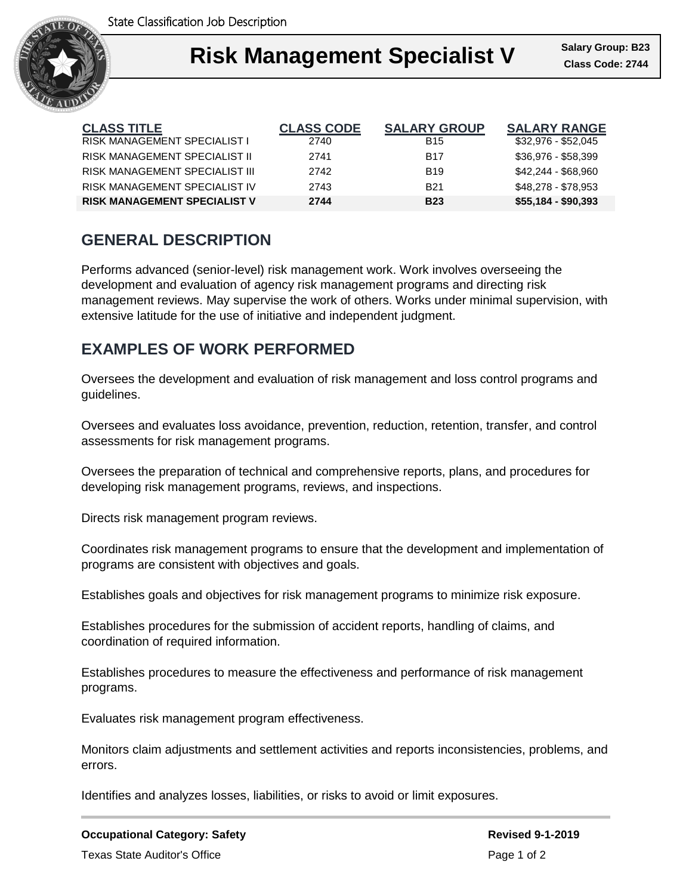State Classification Job Description

# Risk Management Specialist V

**Salary Group: B23**
**Class Code: 2744**

| CLASS TITLE | CLASS CODE | SALARY GROUP | SALARY RANGE |
|---|---|---|---|
| RISK MANAGEMENT SPECIALIST I | 2740 | B15 | $32,976 - $52,045 |
| RISK MANAGEMENT SPECIALIST II | 2741 | B17 | $36,976 - $58,399 |
| RISK MANAGEMENT SPECIALIST III | 2742 | B19 | $42,244 - $68,960 |
| RISK MANAGEMENT SPECIALIST IV | 2743 | B21 | $48,278 - $78,953 |
| **RISK MANAGEMENT SPECIALIST V** | **2744** | **B23** | **$55,184 - $90,393** |

## GENERAL DESCRIPTION

Performs advanced (senior-level) risk management work. Work involves overseeing the development and evaluation of agency risk management programs and directing risk management reviews. May supervise the work of others. Works under minimal supervision, with extensive latitude for the use of initiative and independent judgment.

## EXAMPLES OF WORK PERFORMED

Oversees the development and evaluation of risk management and loss control programs and guidelines.

Oversees and evaluates loss avoidance, prevention, reduction, retention, transfer, and control assessments for risk management programs.

Oversees the preparation of technical and comprehensive reports, plans, and procedures for developing risk management programs, reviews, and inspections.

Directs risk management program reviews.

Coordinates risk management programs to ensure that the development and implementation of programs are consistent with objectives and goals.

Establishes goals and objectives for risk management programs to minimize risk exposure.

Establishes procedures for the submission of accident reports, handling of claims, and coordination of required information.

Establishes procedures to measure the effectiveness and performance of risk management programs.

Evaluates risk management program effectiveness.

Monitors claim adjustments and settlement activities and reports inconsistencies, problems, and errors.

Identifies and analyzes losses, liabilities, or risks to avoid or limit exposures.

**Occupational Category: Safety**

**Revised 9-1-2019**

Texas State Auditor's Office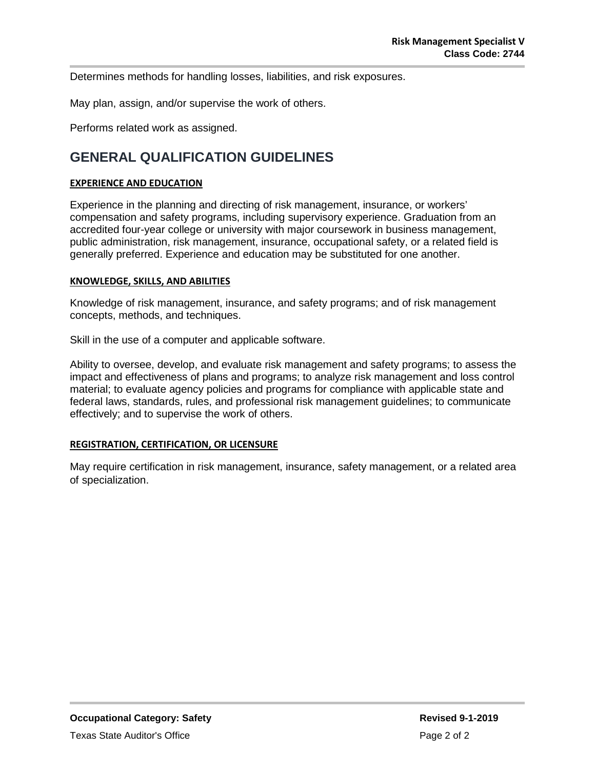Determines methods for handling losses, liabilities, and risk exposures.

May plan, assign, and/or supervise the work of others.

Performs related work as assigned.

## GENERAL QUALIFICATION GUIDELINES

### EXPERIENCE AND EDUCATION

Experience in the planning and directing of risk management, insurance, or workers' compensation and safety programs, including supervisory experience. Graduation from an accredited four-year college or university with major coursework in business management, public administration, risk management, insurance, occupational safety, or a related field is generally preferred. Experience and education may be substituted for one another.

### KNOWLEDGE, SKILLS, AND ABILITIES

Knowledge of risk management, insurance, and safety programs; and of risk management concepts, methods, and techniques.

Skill in the use of a computer and applicable software.

Ability to oversee, develop, and evaluate risk management and safety programs; to assess the impact and effectiveness of plans and programs; to analyze risk management and loss control material; to evaluate agency policies and programs for compliance with applicable state and federal laws, standards, rules, and professional risk management guidelines; to communicate effectively; and to supervise the work of others.

### REGISTRATION, CERTIFICATION, OR LICENSURE

May require certification in risk management, insurance, safety management, or a related area of specialization.